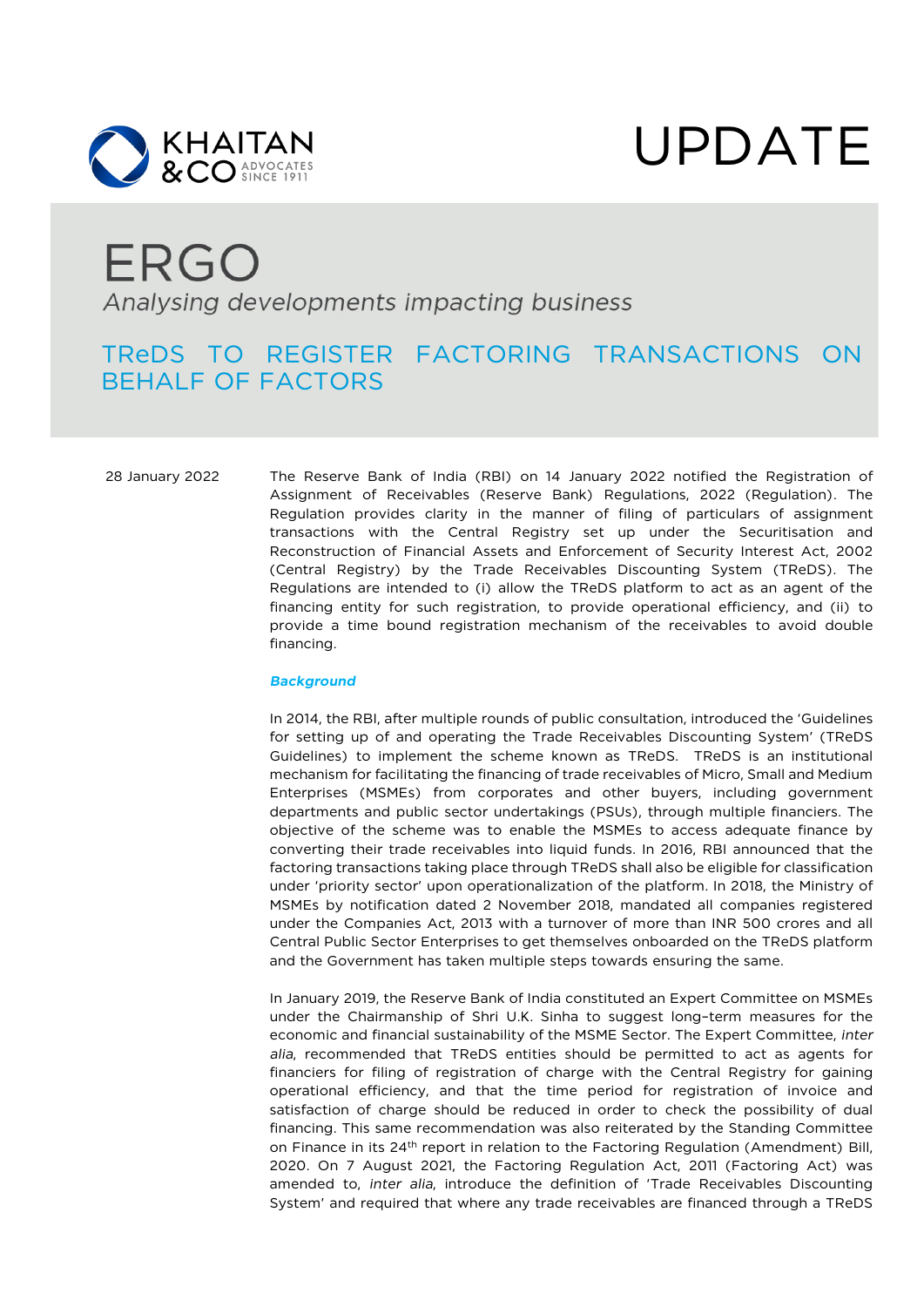UPDATE

# ERGO

*Analysing developments impacting business*

## TReDS TO REGISTER FACTORING TRANSACTIONS ON BEHALF OF FACTORS

28 January 2022

The Reserve Bank of India (RBI) on 14 January 2022 notified the Registration of Assignment of Receivables (Reserve Bank) Regulations, 2022 (Regulation). The Regulation provides clarity in the manner of filing of particulars of assignment transactions with the Central Registry set up under the Securitisation and Reconstruction of Financial Assets and Enforcement of Security Interest Act, 2002 (Central Registry) by the Trade Receivables Discounting System' (TReDS). The Regulations are intended to (i) allow the TReDS platform to act as an agent of the financing entity for such registration, to provide operational efficiency, and (ii) to provide a time bound registration mechanism of the receivables to avoid double financing.

### *Background*

In 2014, the RBI, after multiple rounds of public consultation, introduced the 'Guidelines for setting up of and operating the Trade Receivables Discounting System' (TReDS Guidelines) to implement the scheme known as TReDS. TReDS is an institutional mechanism for facilitating the financing of trade receivables of Micro, Small and Medium Enterprises (MSMEs) from corporates and other buyers, including government departments and public sector undertakings (PSUs), through multiple financiers. The objective of the scheme was to enable the MSMEs to access adequate finance by converting their trade receivables into liquid funds. In 2016, RBI announced that the factoring transactions taking place through TReDS shall also be eligible for classification under 'priority sector' upon operationalization of the platform. In 2018, the Ministry of MSMEs by notification dated 2 November 2018, mandated all companies registered under the Companies Act, 2013 with a turnover of more than INR 500 crores and all Central Public Sector Enterprises to get themselves onboarded on the TReDS platform and the Government has taken multiple steps towards ensuring the same.

In January 2019, the Reserve Bank of India constituted an Expert Committee on MSMEs under the Chairmanship of Shri U.K. Sinha to suggest long-term measures for the economic and financial sustainability of the MSME Sector. The Expert Committee, *inter alia*, recommended that TReDS entities should be permitted to act as agents for financiers for filing of registration of charge with the Central Registry for gaining operational efficiency, and that the time period for registration of invoice and satisfaction of charge should be reduced in order to check the possibility of dual financing. This same recommendation was also reiterated by the Standing Committee on Finance in its 24th report in relation to the Factoring Regulation (Amendment) Bill, 2020. On 7 August 2021, the Factoring Regulation Act, 2011 (Factoring Act) was amended to, *inter alia*, introduce the definition of 'Trade Receivables Discounting System' and required that where any trade receivables are financed through a TReDS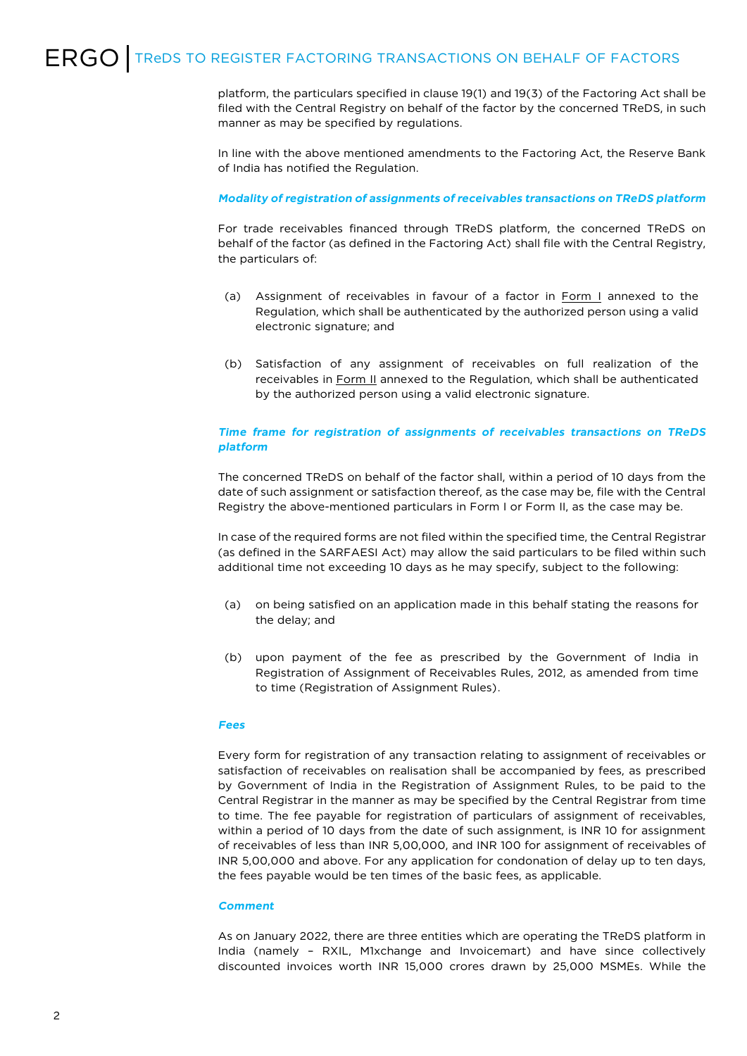platform, the particulars specified in clause 19(1) and 19(3) of the Factoring Act shall be filed with the Central Registry on behalf of the factor by the concerned TReDS, in such manner as may be specified by regulations.

In line with the above mentioned amendments to the Factoring Act, the Reserve Bank of India has notified the Regulation.

***Modality of registration of assignments of receivables transactions on TReDS platform***

For trade receivables financed through TReDS platform, the concerned TReDS on behalf of the factor (as defined in the Factoring Act) shall file with the Central Registry, the particulars of:

(a) Assignment of receivables in favour of a factor in Form I annexed to the Regulation, which shall be authenticated by the authorized person using a valid electronic signature; and

(b) Satisfaction of any assignment of receivables on full realization of the receivables in Form II annexed to the Regulation, which shall be authenticated by the authorized person using a valid electronic signature.

***Time frame for registration of assignments of receivables transactions on TReDS platform***

The concerned TReDS on behalf of the factor shall, within a period of 10 days from the date of such assignment or satisfaction thereof, as the case may be, file with the Central Registry the above-mentioned particulars in Form I or Form II, as the case may be.

In case of the required forms are not filed within the specified time, the Central Registrar (as defined in the SARFAESI Act) may allow the said particulars to be filed within such additional time not exceeding 10 days as he may specify, subject to the following:

(a) on being satisfied on an application made in this behalf stating the reasons for the delay; and

(b) upon payment of the fee as prescribed by the Government of India in Registration of Assignment of Receivables Rules, 2012, as amended from time to time (Registration of Assignment Rules).

***Fees***

Every form for registration of any transaction relating to assignment of receivables or satisfaction of receivables on realisation shall be accompanied by fees, as prescribed by Government of India in the Registration of Assignment Rules, to be paid to the Central Registrar in the manner as may be specified by the Central Registrar from time to time. The fee payable for registration of particulars of assignment of receivables, within a period of 10 days from the date of such assignment, is INR 10 for assignment of receivables of less than INR 5,00,000, and INR 100 for assignment of receivables of INR 5,00,000 and above. For any application for condonation of delay up to ten days, the fees payable would be ten times of the basic fees, as applicable.

***Comment***

As on January 2022, there are three entities which are operating the TReDS platform in India (namely – RXIL, M1xchange and Invoicemart) and have since collectively discounted invoices worth INR 15,000 crores drawn by 25,000 MSMEs. While the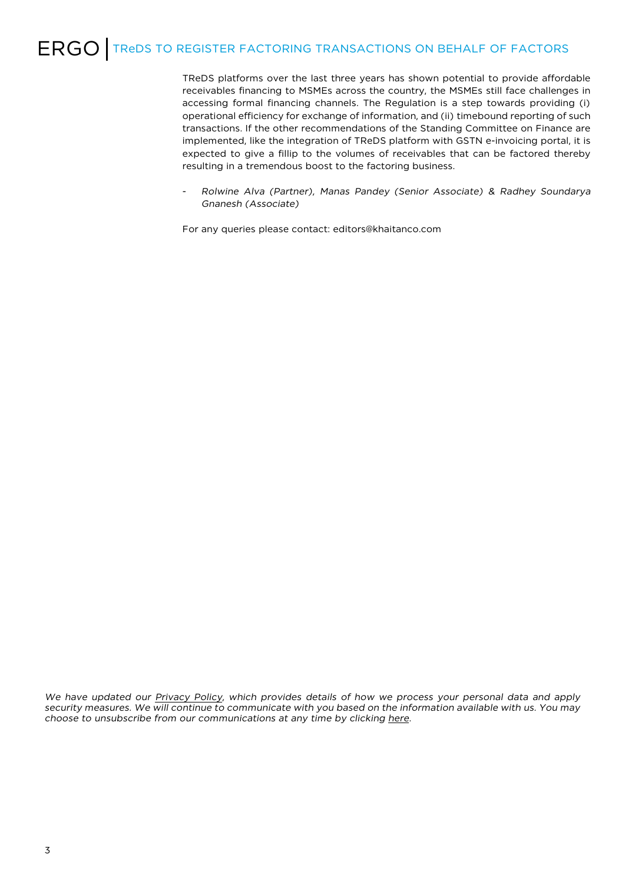TReDS platforms over the last three years has shown potential to provide affordable receivables financing to MSMEs across the country, the MSMEs still face challenges in accessing formal financing channels. The Regulation is a step towards providing (i) operational efficiency for exchange of information, and (ii) timebound reporting of such transactions. If the other recommendations of the Standing Committee on Finance are implemented, like the integration of TReDS platform with GSTN e-invoicing portal, it is expected to give a fillip to the volumes of receivables that can be factored thereby resulting in a tremendous boost to the factoring business.

- *Rolwine Alva (Partner), Manas Pandey (Senior Associate) & Radhey Soundarya Gnanesh (Associate)*

For any queries please contact: editors@khaitanco.com

*We have updated our Privacy Policy, which provides details of how we process your personal data and apply security measures. We will continue to communicate with you based on the information available with us. You may choose to unsubscribe from our communications at any time by clicking here.*